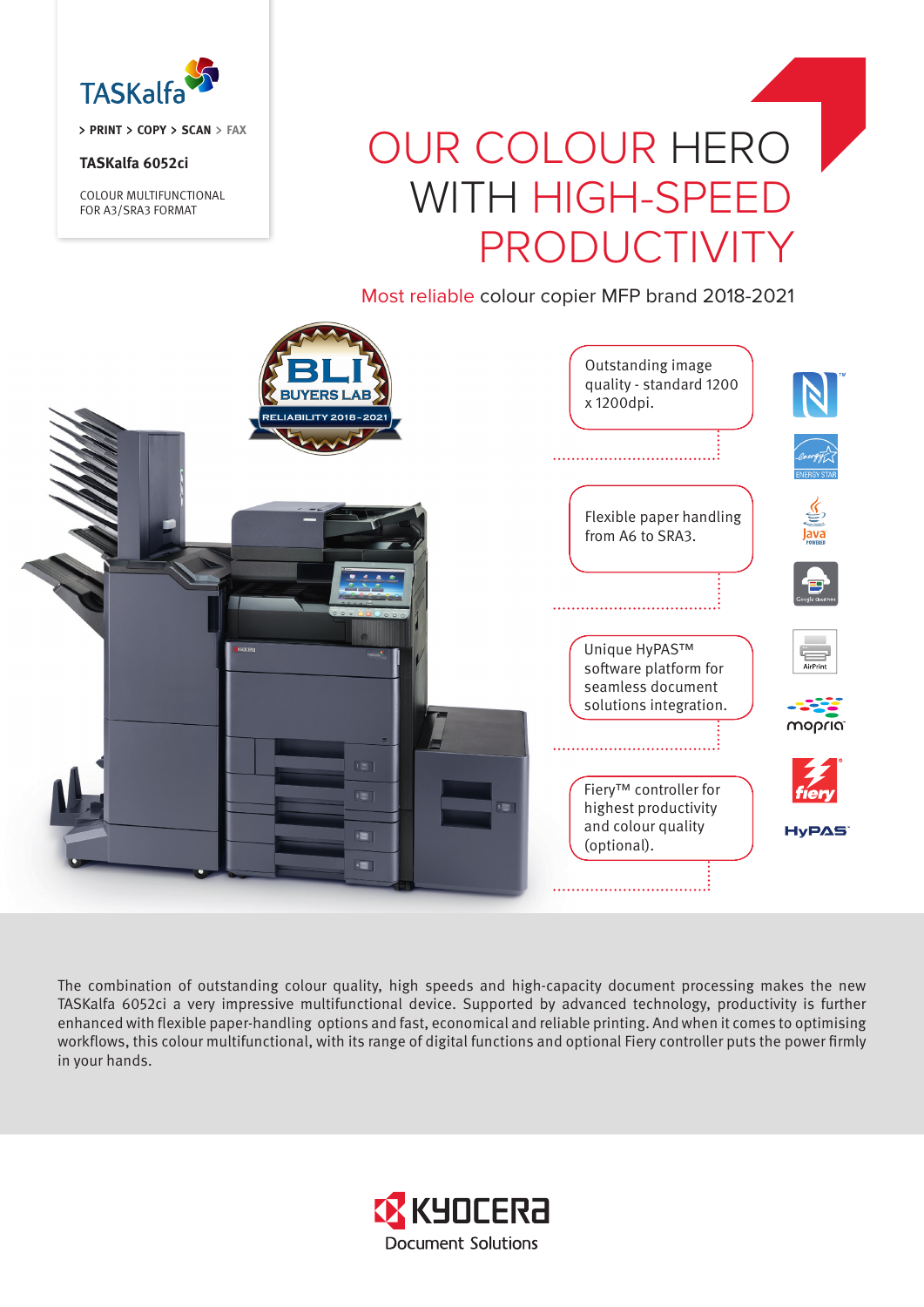TASKalfa

> PRINT > COPY > SCAN > FAX

**TASKalfa 6052ci**

COLOUR MULTIFUNCTIONAL
FOR A3/SRA3 FORMAT

# OUR COLOUR HERO WITH HIGH-SPEED PRODUCTIVITY

Most reliable colour copier MFP brand 2018-2021

BLI BUYERS LAB RELIABILITY 2018-2021

- Outstanding image quality - standard 1200 x 1200dpi.
- Flexible paper handling from A6 to SRA3.
- Unique HyPAS™ software platform for seamless document solutions integration.
- Fiery™ controller for highest productivity and colour quality (optional).

The combination of outstanding colour quality, high speeds and high-capacity document processing makes the new TASKalfa 6052ci a very impressive multifunctional device. Supported by advanced technology, productivity is further enhanced with flexible paper-handling options and fast, economical and reliable printing. And when it comes to optimising workflows, this colour multifunctional, with its range of digital functions and optional Fiery controller puts the power firmly in your hands.

KYOCERA Document Solutions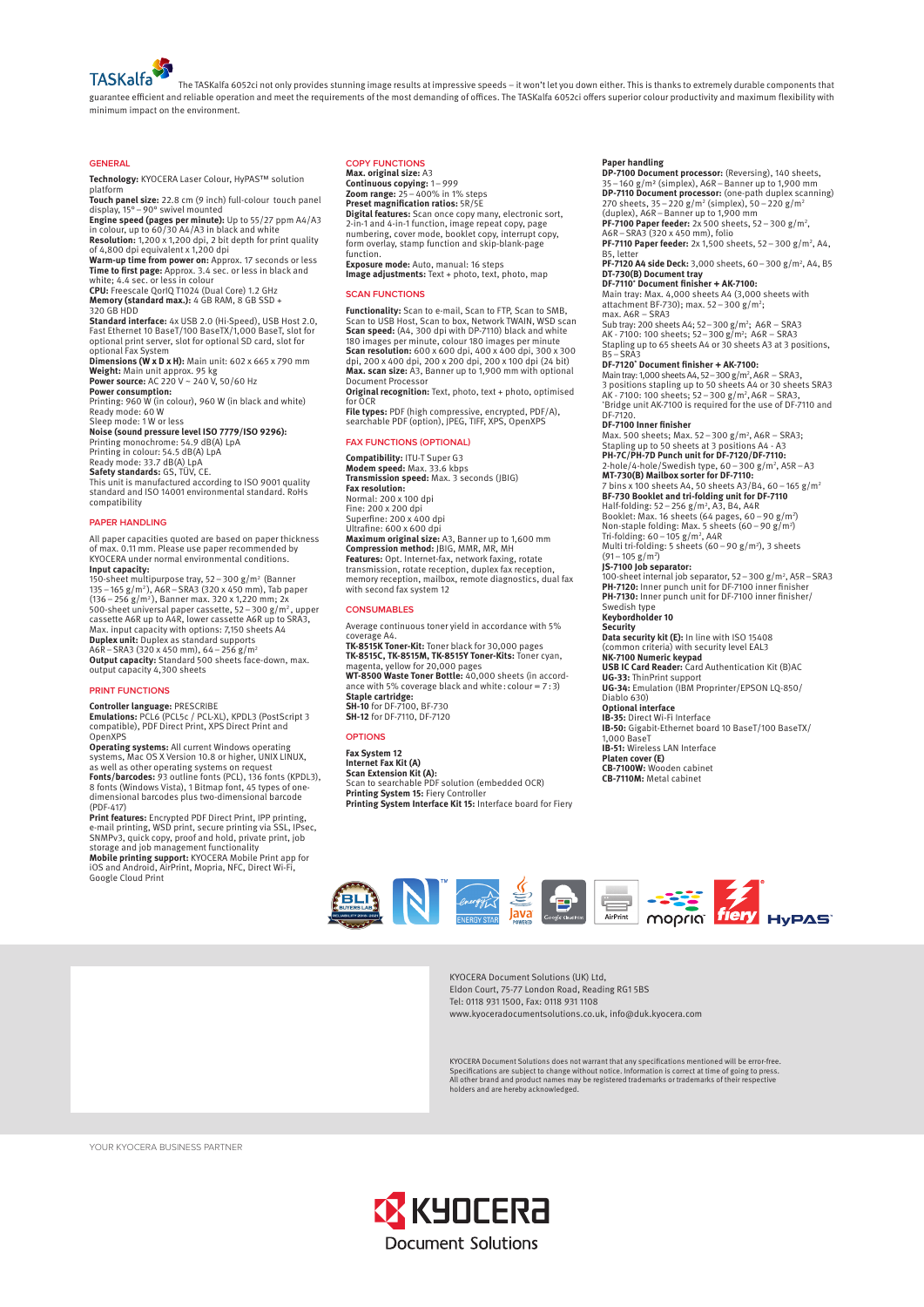TASKalfa

The TASKalfa 6052ci not only provides stunning image results at impressive speeds – it won't let you down either. This is thanks to extremely durable components that guarantee efficient and reliable operation and meet the requirements of the most demanding of offices. The TASKalfa 6052ci offers superior colour productivity and maximum flexibility with minimum impact on the environment.

## GENERAL

**Technology:** KYOCERA Laser Colour, HyPAS™ solution platform
**Touch panel size:** 22.8 cm (9 inch) full-colour touch panel display, 15° – 90° swivel mounted
**Engine speed (pages per minute):** Up to 55/27 ppm A4/A3 in colour, up to 60/30 A4/A3 in black and white
**Resolution:** 1,200 x 1,200 dpi, 2 bit depth for print quality of 4,800 dpi equivalent x 1,200 dpi
**Warm-up time from power on:** Approx. 17 seconds or less
**Time to first page:** Approx. 3.4 sec. or less in black and white; 4.4 sec. or less in colour
**CPU:** Freescale QorIQ T1024 (Dual Core) 1.2 GHz
**Memory (standard max.):** 4 GB RAM, 8 GB SSD + 320 GB HDD
**Standard interface:** 4x USB 2.0 (Hi-Speed), USB Host 2.0, Fast Ethernet 10 BaseT/100 BaseTX/1,000 BaseT, slot for optional print server, slot for optional SD card, slot for optional Fax System
**Dimensions (W x D x H):** Main unit: 602 x 665 x 790 mm
**Weight:** Main unit approx. 95 kg
**Power source:** AC 220 V – 240 V, 50/60 Hz
**Power consumption:**
Printing: 960 W (in colour), 960 W (in black and white)
Ready mode: 60 W
Sleep mode: 1 W or less
**Noise (sound pressure level ISO 7779/ISO 9296):**
Printing monochrome: 54.9 dB(A) LpA
Printing in colour: 54.5 dB(A) LpA
Ready mode: 33.7 dB(A) LpA
**Safety standards:** GS, TÜV, CE.
This unit is manufactured according to ISO 9001 quality standard and ISO 14001 environmental standard. RoHs compatibility

## PAPER HANDLING

All paper capacities quoted are based on paper thickness of max. 0.11 mm. Please use paper recommended by KYOCERA under normal environmental conditions.
**Input capacity:**
150-sheet multipurpose tray, 52 – 300 g/m² (Banner 135 – 165 g/m²), A6R – SRA3 (320 x 450 mm), Tab paper (136 – 256 g/m²), Banner max. 320 x 1,220 mm; 2x 500-sheet universal paper cassette, 52 – 300 g/m², upper cassette A6R up to A4R, lower cassette A6R up to SRA3, Max. input capacity with options: 7,150 sheets A4
**Duplex unit:** Duplex as standard supports A6R – SRA3 (320 x 450 mm), 64 – 256 g/m²
**Output capacity:** Standard 500 sheets face-down, max. output capacity 4,300 sheets

## PRINT FUNCTIONS

**Controller language:** PRESCRIBE
**Emulations:** PCL6 (PCL5c / PCL-XL), KPDL3 (PostScript 3 compatible), PDF Direct Print, XPS Direct Print and OpenXPS
**Operating systems:** All current Windows operating systems, Mac OS X Version 10.8 or higher, UNIX LINUX, as well as other operating systems on request
**Fonts/barcodes:** 93 outline fonts (PCL), 136 fonts (KPDL3), 8 fonts (Windows Vista), 1 Bitmap font, 45 types of one-dimensional barcodes plus two-dimensional barcode (PDF-417)
**Print features:** Encrypted PDF Direct Print, IPP printing, e-mail printing, WSD print, secure printing via SSL, IPsec, SNMPv3, quick copy, proof and hold, private print, job storage and job management functionality
**Mobile printing support:** KYOCERA Mobile Print app for iOS and Android, AirPrint, Mopria, NFC, Direct Wi-Fi, Google Cloud Print

## COPY FUNCTIONS

**Max. original size:** A3
**Continuous copying:** 1 – 999
**Zoom range:** 25 – 400% in 1% steps
**Preset magnification ratios:** 5R/5E
**Digital features:** Scan once copy many, electronic sort, 2-in-1 and 4-in-1 function, image repeat copy, page numbering, cover mode, booklet copy, interrupt copy, form overlay, stamp function and skip-blank-page function.
**Exposure mode:** Auto, manual: 16 steps
**Image adjustments:** Text + photo, text, photo, map

## SCAN FUNCTIONS

**Functionality:** Scan to e-mail, Scan to FTP, Scan to SMB, Scan to USB Host, Scan to box, Network TWAIN, WSD scan
**Scan speed:** (A4, 300 dpi with DP-7110) black and white 180 images per minute, colour 180 images per minute
**Scan resolution:** 600 x 600 dpi, 400 x 400 dpi, 300 x 300 dpi, 200 x 400 dpi, 200 x 200 dpi, 200 x 100 dpi (24 bit)
**Max. scan size:** A3, Banner up to 1,900 mm with optional Document Processor
**Original recognition:** Text, photo, text + photo, optimised for OCR
**File types:** PDF (high compressive, encrypted, PDF/A), searchable PDF (option), JPEG, TIFF, XPS, OpenXPS

## FAX FUNCTIONS (OPTIONAL)

**Compatibility:** ITU-T Super G3
**Modem speed:** Max. 33.6 kbps
**Transmission speed:** Max. 3 seconds (JBIG)
**Fax resolution:**
Normal: 200 x 100 dpi
Fine: 200 x 200 dpi
Superfine: 200 x 400 dpi
Ultrafine: 600 x 600 dpi
**Maximum original size:** A3, Banner up to 1,600 mm
**Compression method:** JBIG, MMR, MR, MH
**Features:** Opt. Internet-fax, network faxing, rotate transmission, rotate reception, duplex fax reception, memory reception, mailbox, remote diagnostics, dual fax with second fax system 12

## CONSUMABLES

Average continuous toner yield in accordance with 5% coverage A4.
**TK-8515K Toner-Kit:** Toner black for 30,000 pages
**TK-8515C, TK-8515M, TK-8515Y Toner-Kits:** Toner cyan, magenta, yellow for 20,000 pages
**WT-8500 Waste Toner Bottle:** 40,000 sheets (in accordance with 5% coverage black and white : colour = 7 : 3)
**Staple cartridge:**
**SH-10** for DF-7100, BF-730
**SH-12** for DF-7110, DF-7120

## OPTIONS

**Fax System 12**
**Internet Fax Kit (A)**
**Scan Extension Kit (A):**
Scan to searchable PDF solution (embedded OCR)
**Printing System 15:** Fiery Controller
**Printing System Interface Kit 15:** Interface board for Fiery

### Paper handling

**DP-7100 Document processor:** (Reversing), 140 sheets, 35 – 160 g/m² (simplex), A6R – Banner up to 1,900 mm
**DP-7110 Document processor:** (one-path duplex scanning) 270 sheets, 35 – 220 g/m² (simplex), 50 – 220 g/m² (duplex), A6R – Banner up to 1,900 mm
**PF-7100 Paper feeder:** 2x 500 sheets, 52 – 300 g/m², A6R – SRA3 (320 x 450 mm), folio
**PF-7110 Paper feeder:** 2x 1,500 sheets, 52 – 300 g/m², A4, B5, letter
**PF-7120 A4 side Deck:** 3,000 sheets, 60 – 300 g/m², A4, B5
**DT-730(B) Document tray**
**DF-7110* Document finisher + AK-7100:**
Main tray: Max. 4,000 sheets A4 (3,000 sheets with attachment BF-730); max. 52 – 300 g/m²; max. A6R – SRA3
Sub tray: 200 sheets A4; 52 – 300 g/m²; A6R – SRA3
AK - 7100: 100 sheets; 52 – 300 g/m²; A6R – SRA3
Stapling up to 65 sheets A4 or 30 sheets A3 at 3 positions, B5 – SRA3
**DF-7120* Document finisher + AK-7100:**
Main tray: 1,000 sheets A4, 52 – 300 g/m², A6R – SRA3,
3 positions stapling up to 50 sheets A4 or 30 sheets SRA3
AK - 7100: 100 sheets; 52 – 300 g/m², A6R – SRA3,
*Bridge unit AK-7100 is required for the use of DF-7110 and DF-7120.
**DF-7100 Inner finisher**
Max. 500 sheets; Max. 52 – 300 g/m², A6R – SRA3;
Stapling up to 50 sheets at 3 positions A4 - A3
**PH-7C/PH-7D Punch unit for DF-7120/DF-7110:**
2-hole/4-hole/Swedish type, 60 – 300 g/m², A5R – A3
**MT-730(B) Mailbox sorter for DF-7110:**
7 bins x 100 sheets A4, 50 sheets A3/B4, 60 – 165 g/m²
**BF-730 Booklet and tri-folding unit for DF-7110**
Half-folding: 52 – 256 g/m², A3, B4, A4R
Booklet: Max. 16 sheets (64 pages, 60 – 90 g/m²)
Non-staple folding: Max. 5 sheets (60 – 90 g/m²)
Tri-folding: 60 – 105 g/m², A4R
Multi tri-folding: 5 sheets (60 – 90 g/m²), 3 sheets (91 – 105 g/m²)
**JS-7100 Job separator:**
100-sheet internal job separator, 52 – 300 g/m², A5R – SRA3
**PH-7120:** Inner punch unit for DF-7100 inner finisher
**PH-7130:** Inner punch unit for DF-7100 inner finisher/ Swedish type
**Keybordholder 10**

### Security

**Data security kit (E):** In line with ISO 15408 (common criteria) with security level EAL3
**NK-7100 Numeric keypad**
**USB IC Card Reader:** Card Authentication Kit (B)AC
**UG-33:** ThinPrint support
**UG-34:** Emulation (IBM Proprinter/EPSON LQ-850/ Diablo 630)

### Optional interface

**IB-35:** Direct Wi-Fi Interface
**IB-50:** Gigabit-Ethernet board 10 BaseT/100 BaseTX/ 1,000 BaseT
**IB-51:** Wireless LAN Interface

### Platen cover (E)

**CB-7100W:** Wooden cabinet
**CB-7110M:** Metal cabinet

KYOCERA Document Solutions (UK) Ltd,
Eldon Court, 75-77 London Road, Reading RG1 5BS
Tel: 0118 931 1500, Fax: 0118 931 1108
www.kyoceradocumentsolutions.co.uk, info@duk.kyocera.com

KYOCERA Document Solutions does not warrant that any specifications mentioned will be error-free. Specifications are subject to change without notice. Information is correct at time of going to press. All other brand and product names may be registered trademarks or trademarks of their respective holders and are hereby acknowledged.

YOUR KYOCERA BUSINESS PARTNER

KYOCERA Document Solutions